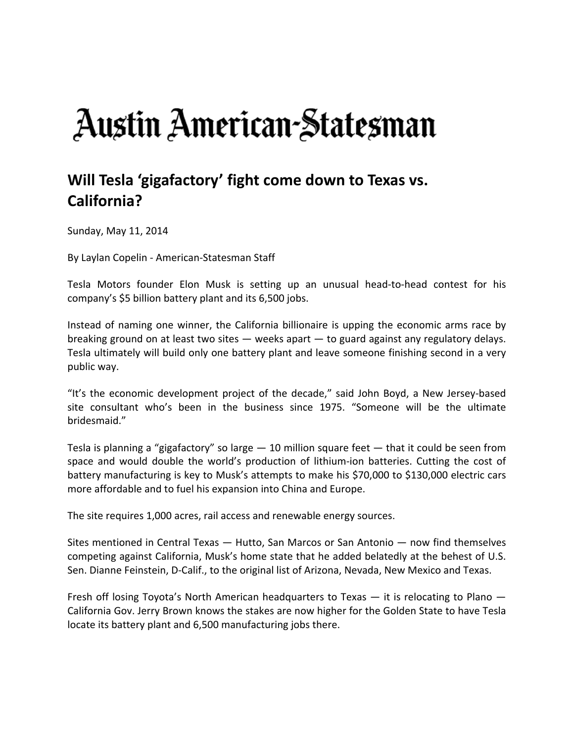# Austin American-Statesman

## Will Tesla 'gigafactory' fight come down to Texas vs. California?

Sunday, May 11, 2014

By Laylan Copelin - American-Statesman Staff

Tesla Motors founder Elon Musk is setting up an unusual head-to-head contest for his company's $5 billion battery plant and its 6,500 jobs.

Instead of naming one winner, the California billionaire is upping the economic arms race by breaking ground on at least two sites — weeks apart — to guard against any regulatory delays. Tesla ultimately will build only one battery plant and leave someone finishing second in a very public way.

"It's the economic development project of the decade," said John Boyd, a New Jersey-based site consultant who's been in the business since 1975. "Someone will be the ultimate bridesmaid."

Tesla is planning a "gigafactory" so large — 10 million square feet — that it could be seen from space and would double the world's production of lithium-ion batteries. Cutting the cost of battery manufacturing is key to Musk's attempts to make his $70,000 to $130,000 electric cars more affordable and to fuel his expansion into China and Europe.

The site requires 1,000 acres, rail access and renewable energy sources.

Sites mentioned in Central Texas — Hutto, San Marcos or San Antonio — now find themselves competing against California, Musk's home state that he added belatedly at the behest of U.S. Sen. Dianne Feinstein, D-Calif., to the original list of Arizona, Nevada, New Mexico and Texas.

Fresh off losing Toyota's North American headquarters to Texas — it is relocating to Plano — California Gov. Jerry Brown knows the stakes are now higher for the Golden State to have Tesla locate its battery plant and 6,500 manufacturing jobs there.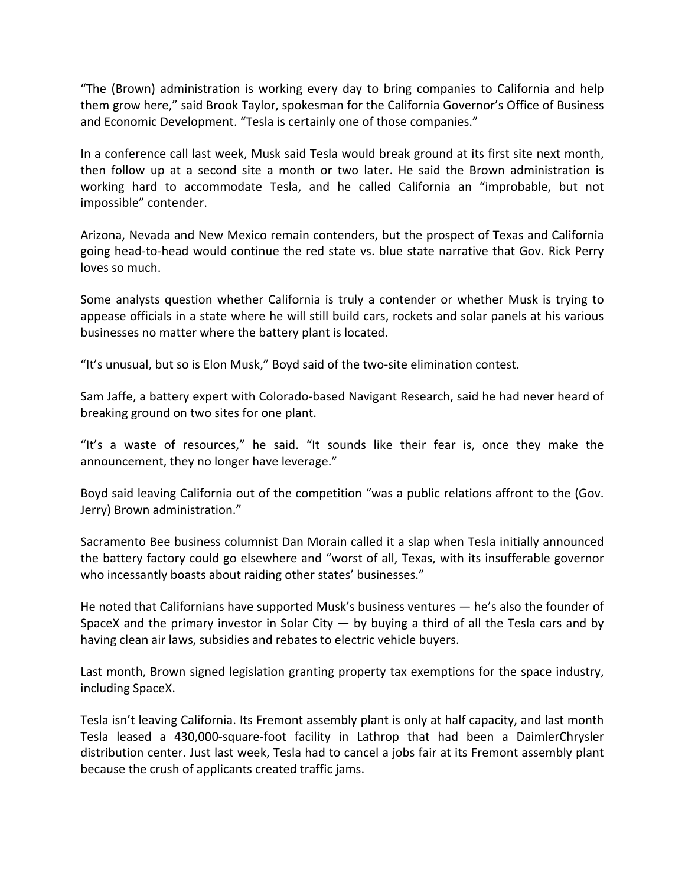"The (Brown) administration is working every day to bring companies to California and help them grow here," said Brook Taylor, spokesman for the California Governor's Office of Business and Economic Development. "Tesla is certainly one of those companies."

In a conference call last week, Musk said Tesla would break ground at its first site next month, then follow up at a second site a month or two later. He said the Brown administration is working hard to accommodate Tesla, and he called California an "improbable, but not impossible" contender.

Arizona, Nevada and New Mexico remain contenders, but the prospect of Texas and California going head-to-head would continue the red state vs. blue state narrative that Gov. Rick Perry loves so much.

Some analysts question whether California is truly a contender or whether Musk is trying to appease officials in a state where he will still build cars, rockets and solar panels at his various businesses no matter where the battery plant is located.

"It's unusual, but so is Elon Musk," Boyd said of the two-site elimination contest.

Sam Jaffe, a battery expert with Colorado-based Navigant Research, said he had never heard of breaking ground on two sites for one plant.

"It's a waste of resources," he said. "It sounds like their fear is, once they make the announcement, they no longer have leverage."

Boyd said leaving California out of the competition "was a public relations affront to the (Gov. Jerry) Brown administration."

Sacramento Bee business columnist Dan Morain called it a slap when Tesla initially announced the battery factory could go elsewhere and "worst of all, Texas, with its insufferable governor who incessantly boasts about raiding other states' businesses."

He noted that Californians have supported Musk's business ventures — he's also the founder of SpaceX and the primary investor in Solar City — by buying a third of all the Tesla cars and by having clean air laws, subsidies and rebates to electric vehicle buyers.

Last month, Brown signed legislation granting property tax exemptions for the space industry, including SpaceX.

Tesla isn't leaving California. Its Fremont assembly plant is only at half capacity, and last month Tesla leased a 430,000-square-foot facility in Lathrop that had been a DaimlerChrysler distribution center. Just last week, Tesla had to cancel a jobs fair at its Fremont assembly plant because the crush of applicants created traffic jams.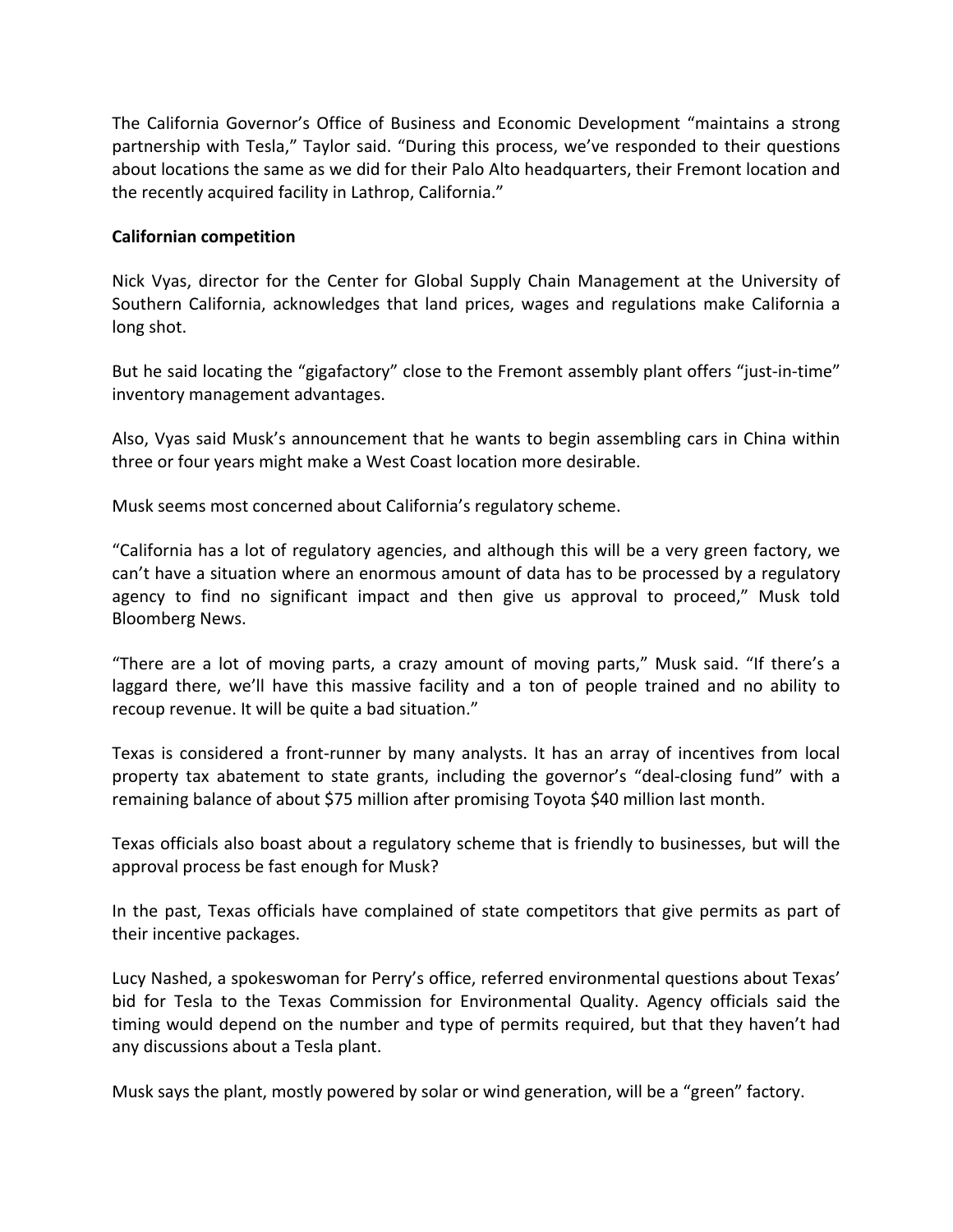The California Governor's Office of Business and Economic Development "maintains a strong partnership with Tesla," Taylor said. "During this process, we've responded to their questions about locations the same as we did for their Palo Alto headquarters, their Fremont location and the recently acquired facility in Lathrop, California."

**Californian competition**

Nick Vyas, director for the Center for Global Supply Chain Management at the University of Southern California, acknowledges that land prices, wages and regulations make California a long shot.

But he said locating the "gigafactory" close to the Fremont assembly plant offers "just-in-time" inventory management advantages.

Also, Vyas said Musk's announcement that he wants to begin assembling cars in China within three or four years might make a West Coast location more desirable.

Musk seems most concerned about California's regulatory scheme.

"California has a lot of regulatory agencies, and although this will be a very green factory, we can't have a situation where an enormous amount of data has to be processed by a regulatory agency to find no significant impact and then give us approval to proceed," Musk told Bloomberg News.

"There are a lot of moving parts, a crazy amount of moving parts," Musk said. "If there's a laggard there, we'll have this massive facility and a ton of people trained and no ability to recoup revenue. It will be quite a bad situation."

Texas is considered a front-runner by many analysts. It has an array of incentives from local property tax abatement to state grants, including the governor's "deal-closing fund" with a remaining balance of about $75 million after promising Toyota $40 million last month.

Texas officials also boast about a regulatory scheme that is friendly to businesses, but will the approval process be fast enough for Musk?

In the past, Texas officials have complained of state competitors that give permits as part of their incentive packages.

Lucy Nashed, a spokeswoman for Perry's office, referred environmental questions about Texas' bid for Tesla to the Texas Commission for Environmental Quality. Agency officials said the timing would depend on the number and type of permits required, but that they haven't had any discussions about a Tesla plant.

Musk says the plant, mostly powered by solar or wind generation, will be a "green" factory.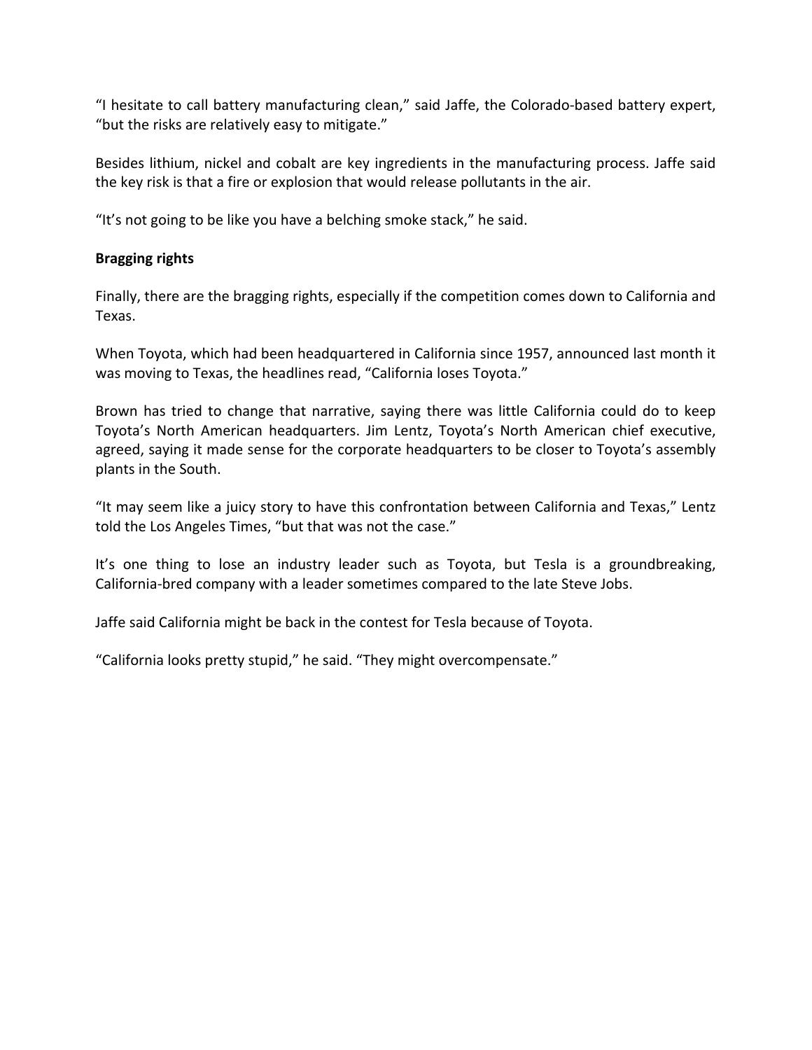"I hesitate to call battery manufacturing clean," said Jaffe, the Colorado-based battery expert, "but the risks are relatively easy to mitigate."

Besides lithium, nickel and cobalt are key ingredients in the manufacturing process. Jaffe said the key risk is that a fire or explosion that would release pollutants in the air.

"It's not going to be like you have a belching smoke stack," he said.

**Bragging rights**

Finally, there are the bragging rights, especially if the competition comes down to California and Texas.

When Toyota, which had been headquartered in California since 1957, announced last month it was moving to Texas, the headlines read, "California loses Toyota."

Brown has tried to change that narrative, saying there was little California could do to keep Toyota's North American headquarters. Jim Lentz, Toyota's North American chief executive, agreed, saying it made sense for the corporate headquarters to be closer to Toyota's assembly plants in the South.

"It may seem like a juicy story to have this confrontation between California and Texas," Lentz told the Los Angeles Times, "but that was not the case."

It's one thing to lose an industry leader such as Toyota, but Tesla is a groundbreaking, California-bred company with a leader sometimes compared to the late Steve Jobs.

Jaffe said California might be back in the contest for Tesla because of Toyota.

"California looks pretty stupid," he said. "They might overcompensate."